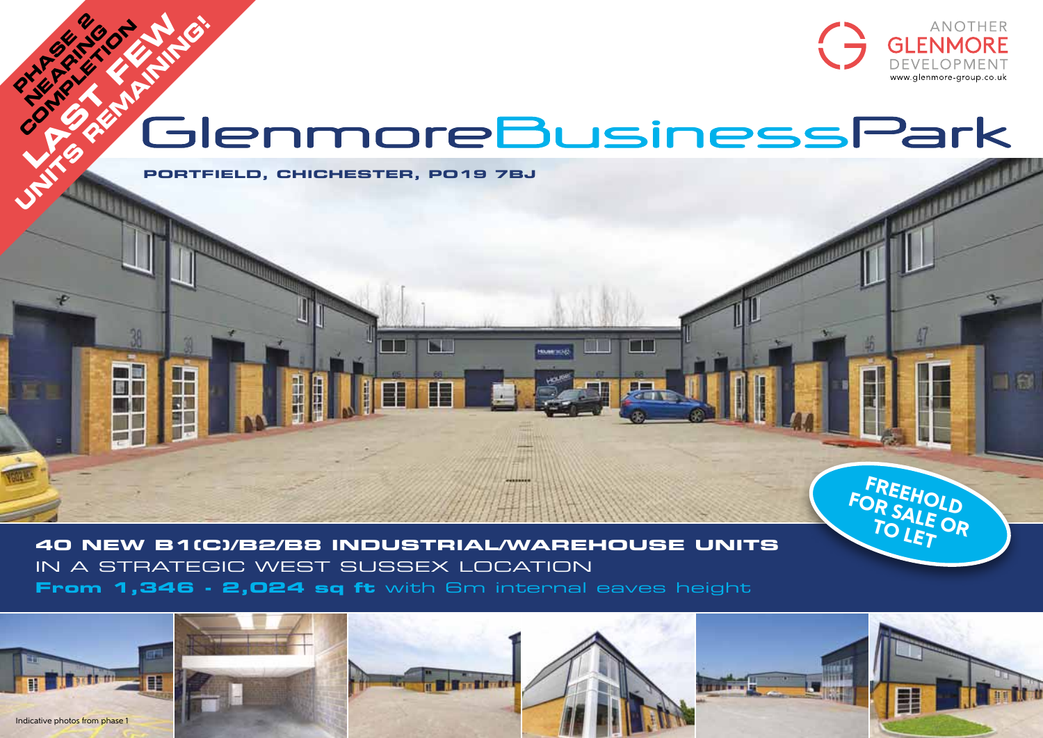PHASE 2 NEARING COMPLETION

LAST FEW UNITS REMAINING!

ANOTHER GLENMORE DEVELOPMENT
www.glenmore-group.co.uk

# Glenmore Business Park

**PORTFIELD, CHICHESTER, PO19 7BJ**

**FREEHOLD FOR SALE OR TO LET**

**40 NEW B1(C)/B2/B8 INDUSTRIAL/WAREHOUSE UNITS**
IN A STRATEGIC WEST SUSSEX LOCATION
**From 1,346 - 2,024 sq ft** with 6m internal eaves height

Indicative photos from phase 1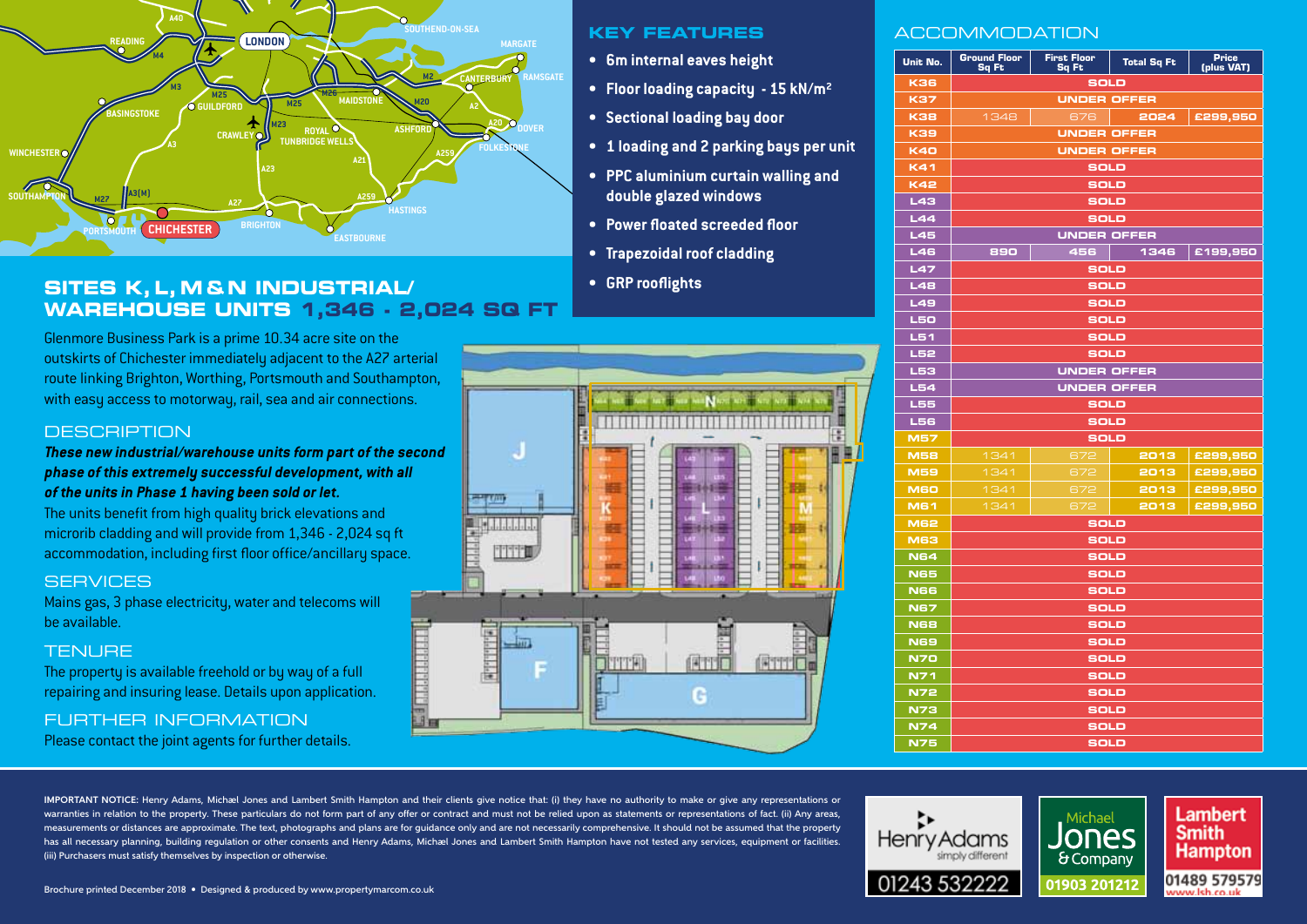## SITES K, L, M & N INDUSTRIAL/ WAREHOUSE UNITS 1,346 - 2,024 SQ FT

Glenmore Business Park is a prime 10.34 acre site on the outskirts of Chichester immediately adjacent to the A27 arterial route linking Brighton, Worthing, Portsmouth and Southampton, with easy access to motorway, rail, sea and air connections.

### DESCRIPTION

***These new industrial/warehouse units form part of the second phase of this extremely successful development, with all of the units in Phase 1 having been sold or let.***

The units benefit from high quality brick elevations and microrib cladding and will provide from 1,346 - 2,024 sq ft accommodation, including first floor office/ancillary space.

### SERVICES

Mains gas, 3 phase electricity, water and telecoms will be available.

### TENURE

The property is available freehold or by way of a full repairing and insuring lease. Details upon application.

### FURTHER INFORMATION

Please contact the joint agents for further details.

## KEY FEATURES

- 6m internal eaves height
- Floor loading capacity - 15 kN/m²
- Sectional loading bay door
- 1 loading and 2 parking bays per unit
- PPC aluminium curtain walling and double glazed windows
- Power floated screeded floor
- Trapezoidal roof cladding
- GRP rooflights

## ACCOMMODATION

| Unit No. | Ground Floor Sq Ft | First Floor Sq Ft | Total Sq Ft | Price (plus VAT) |
|---|---|---|---|---|
| K36 | SOLD | | | |
| K37 | UNDER OFFER | | | |
| K38 | 1348 | 676 | 2024 | £299,950 |
| K39 | UNDER OFFER | | | |
| K40 | UNDER OFFER | | | |
| K41 | SOLD | | | |
| K42 | SOLD | | | |
| L43 | SOLD | | | |
| L44 | SOLD | | | |
| L45 | UNDER OFFER | | | |
| L46 | 890 | 456 | 1346 | £199,950 |
| L47 | SOLD | | | |
| L48 | SOLD | | | |
| L49 | SOLD | | | |
| L50 | SOLD | | | |
| L51 | SOLD | | | |
| L52 | SOLD | | | |
| L53 | UNDER OFFER | | | |
| L54 | UNDER OFFER | | | |
| L55 | SOLD | | | |
| L56 | SOLD | | | |
| M57 | SOLD | | | |
| M58 | 1341 | 672 | 2013 | £299,950 |
| M59 | 1341 | 672 | 2013 | £299,950 |
| M60 | 1341 | 672 | 2013 | £299,950 |
| M61 | 1341 | 672 | 2013 | £299,950 |
| M62 | SOLD | | | |
| M63 | SOLD | | | |
| N64 | SOLD | | | |
| N65 | SOLD | | | |
| N66 | SOLD | | | |
| N67 | SOLD | | | |
| N68 | SOLD | | | |
| N69 | SOLD | | | |
| N70 | SOLD | | | |
| N71 | SOLD | | | |
| N72 | SOLD | | | |
| N73 | SOLD | | | |
| N74 | SOLD | | | |
| N75 | SOLD | | | |

**IMPORTANT NOTICE:** Henry Adams, Michæl Jones and Lambert Smith Hampton and their clients give notice that: (i) they have no authority to make or give any representations or warranties in relation to the property. These particulars do not form part of any offer or contract and must not be relied upon as statements or representations of fact. (ii) Any areas, measurements or distances are approximate. The text, photographs and plans are for guidance only and are not necessarily comprehensive. It should not be assumed that the property has all necessary planning, building regulation or other consents and Henry Adams, Michæl Jones and Lambert Smith Hampton have not tested any services, equipment or facilities. (iii) Purchasers must satisfy themselves by inspection or otherwise.

Brochure printed December 2018 • Designed & produced by www.propertymarcom.co.uk

Henry Adams simply different 01243 532222

Michael Jones & Company 01903 201212

Lambert Smith Hampton 01489 579579 www.lsh.co.uk